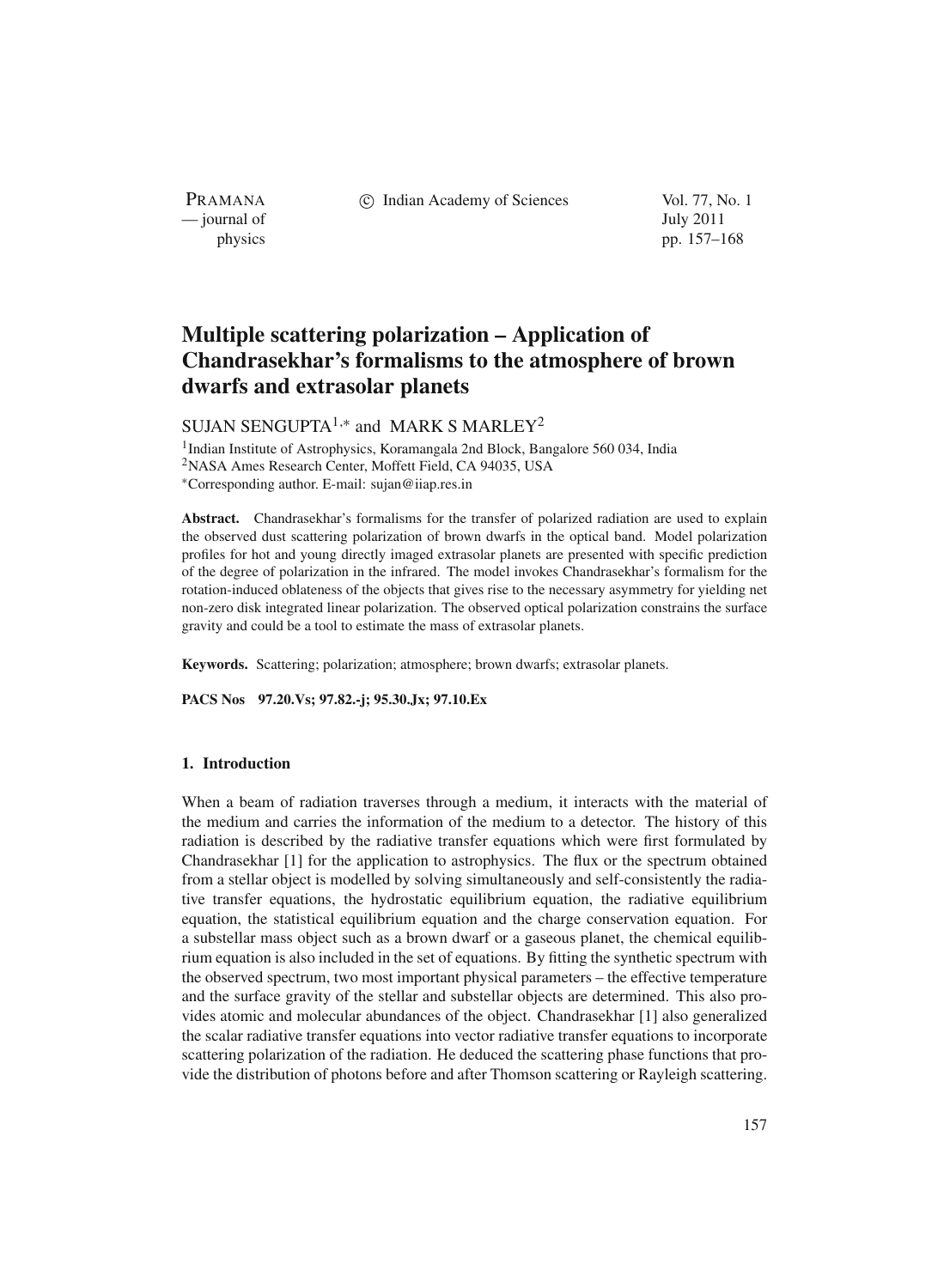# Multiple scattering polarization – Application of Chandrasekhar's formalisms to the atmosphere of brown dwarfs and extrasolar planets

SUJAN SENGUPTA[1,*] and MARK S MARLEY[2]

[1]Indian Institute of Astrophysics, Koramangala 2nd Block, Bangalore 560 034, India
[2]NASA Ames Research Center, Moffett Field, CA 94035, USA
[*]Corresponding author. E-mail: sujan@iiap.res.in

**Abstract.** Chandrasekhar's formalisms for the transfer of polarized radiation are used to explain the observed dust scattering polarization of brown dwarfs in the optical band. Model polarization profiles for hot and young directly imaged extrasolar planets are presented with specific prediction of the degree of polarization in the infrared. The model invokes Chandrasekhar's formalism for the rotation-induced oblateness of the objects that gives rise to the necessary asymmetry for yielding net non-zero disk integrated linear polarization. The observed optical polarization constrains the surface gravity and could be a tool to estimate the mass of extrasolar planets.

**Keywords.** Scattering; polarization; atmosphere; brown dwarfs; extrasolar planets.

**PACS Nos** 97.20.Vs; 97.82.-j; 95.30.Jx; 97.10.Ex

## 1. Introduction

When a beam of radiation traverses through a medium, it interacts with the material of the medium and carries the information of the medium to a detector. The history of this radiation is described by the radiative transfer equations which were first formulated by Chandrasekhar [1] for the application to astrophysics. The flux or the spectrum obtained from a stellar object is modelled by solving simultaneously and self-consistently the radiative transfer equations, the hydrostatic equilibrium equation, the radiative equilibrium equation, the statistical equilibrium equation and the charge conservation equation. For a substellar mass object such as a brown dwarf or a gaseous planet, the chemical equilibrium equation is also included in the set of equations. By fitting the synthetic spectrum with the observed spectrum, two most important physical parameters – the effective temperature and the surface gravity of the stellar and substellar objects are determined. This also provides atomic and molecular abundances of the object. Chandrasekhar [1] also generalized the scalar radiative transfer equations into vector radiative transfer equations to incorporate scattering polarization of the radiation. He deduced the scattering phase functions that provide the distribution of photons before and after Thomson scattering or Rayleigh scattering.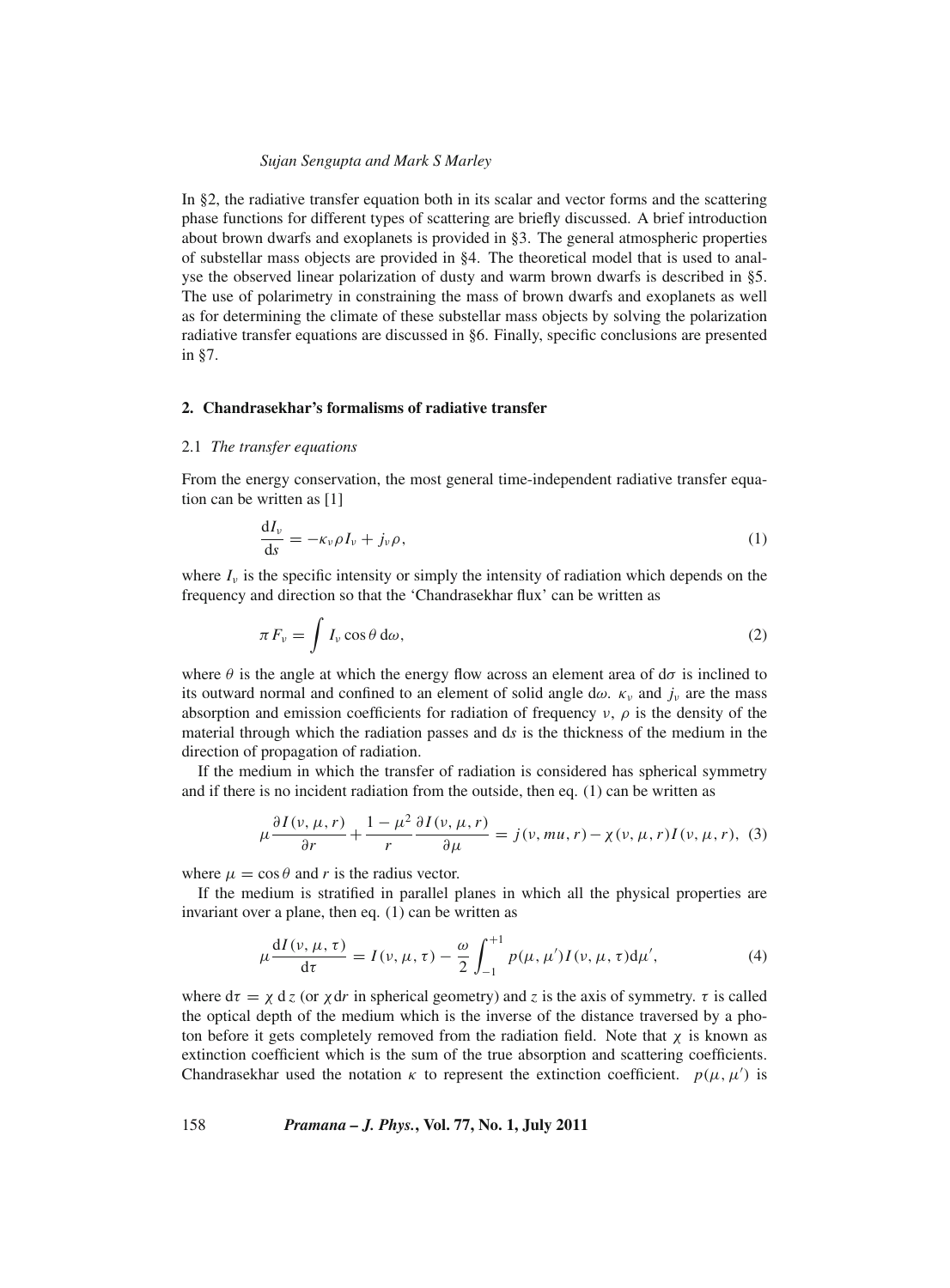In §2, the radiative transfer equation both in its scalar and vector forms and the scattering phase functions for different types of scattering are briefly discussed. A brief introduction about brown dwarfs and exoplanets is provided in §3. The general atmospheric properties of substellar mass objects are provided in §4. The theoretical model that is used to analyse the observed linear polarization of dusty and warm brown dwarfs is described in §5. The use of polarimetry in constraining the mass of brown dwarfs and exoplanets as well as for determining the climate of these substellar mass objects by solving the polarization radiative transfer equations are discussed in §6. Finally, specific conclusions are presented in §7.

## 2. Chandrasekhar's formalisms of radiative transfer

### 2.1 *The transfer equations*

From the energy conservation, the most general time-independent radiative transfer equation can be written as [1]

$$\frac{\mathrm{d}I_\nu}{\mathrm{d}s} = -\kappa_\nu \rho I_\nu + j_\nu \rho, \tag{1}$$

where $I_\nu$ is the specific intensity or simply the intensity of radiation which depends on the frequency and direction so that the 'Chandrasekhar flux' can be written as

$$\pi F_\nu = \int I_\nu \cos\theta \, \mathrm{d}\omega, \tag{2}$$

where $\theta$ is the angle at which the energy flow across an element area of $\mathrm{d}\sigma$ is inclined to its outward normal and confined to an element of solid angle $\mathrm{d}\omega$. $\kappa_\nu$ and $j_\nu$ are the mass absorption and emission coefficients for radiation of frequency $\nu$, $\rho$ is the density of the material through which the radiation passes and $\mathrm{d}s$ is the thickness of the medium in the direction of propagation of radiation.

If the medium in which the transfer of radiation is considered has spherical symmetry and if there is no incident radiation from the outside, then eq. (1) can be written as

$$\mu \frac{\partial I(\nu, \mu, r)}{\partial r} + \frac{1-\mu^2}{r} \frac{\partial I(\nu, \mu, r)}{\partial \mu} = j(\nu, mu, r) - \chi(\nu, \mu, r) I(\nu, \mu, r), \tag{3}$$

where $\mu = \cos\theta$ and $r$ is the radius vector.

If the medium is stratified in parallel planes in which all the physical properties are invariant over a plane, then eq. (1) can be written as

$$\mu \frac{\mathrm{d}I(\nu, \mu, \tau)}{\mathrm{d}\tau} = I(\nu, \mu, \tau) - \frac{\omega}{2} \int_{-1}^{+1} p(\mu, \mu') I(\nu, \mu, \tau) \mathrm{d}\mu', \tag{4}$$

where $\mathrm{d}\tau = \chi \, \mathrm{d}z$ (or $\chi \mathrm{d}r$ in spherical geometry) and $z$ is the axis of symmetry. $\tau$ is called the optical depth of the medium which is the inverse of the distance traversed by a photon before it gets completely removed from the radiation field. Note that $\chi$ is known as extinction coefficient which is the sum of the true absorption and scattering coefficients. Chandrasekhar used the notation $\kappa$ to represent the extinction coefficient. $p(\mu, \mu')$ is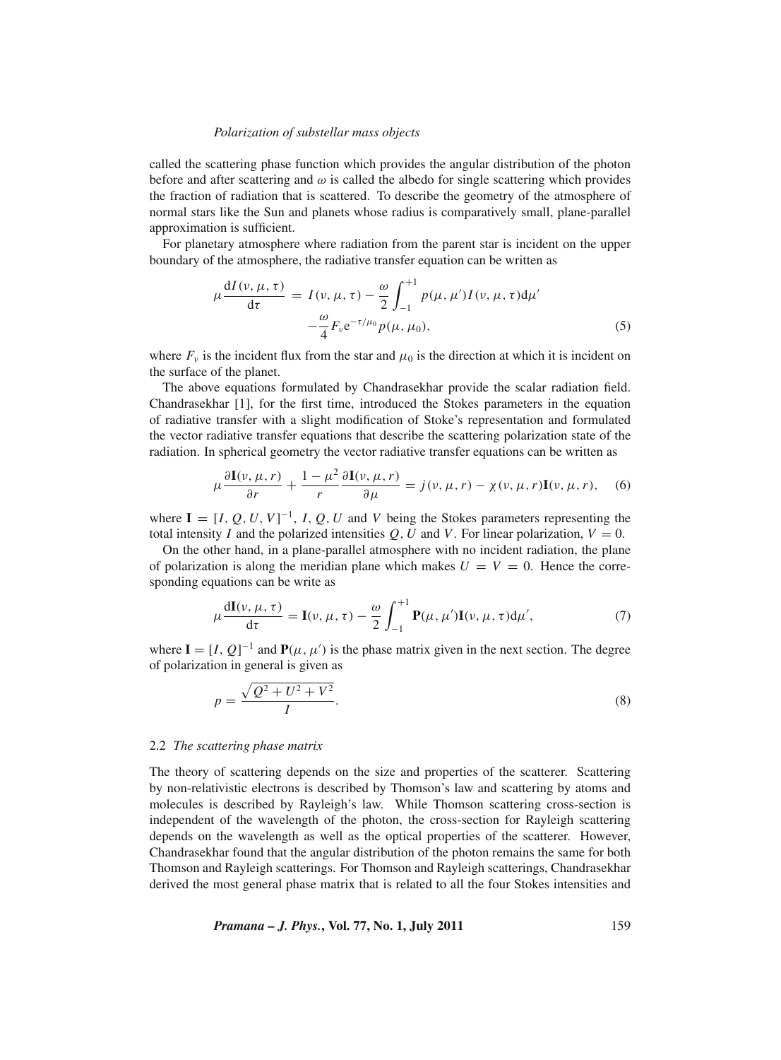called the scattering phase function which provides the angular distribution of the photon before and after scattering and $\omega$ is called the albedo for single scattering which provides the fraction of radiation that is scattered. To describe the geometry of the atmosphere of normal stars like the Sun and planets whose radius is comparatively small, plane-parallel approximation is sufficient.

For planetary atmosphere where radiation from the parent star is incident on the upper boundary of the atmosphere, the radiative transfer equation can be written as

$$\mu \frac{\mathrm{d}I(\nu, \mu, \tau)}{\mathrm{d}\tau} = I(\nu, \mu, \tau) - \frac{\omega}{2} \int_{-1}^{+1} p(\mu, \mu') I(\nu, \mu, \tau) \mathrm{d}\mu' - \frac{\omega}{4} F_\nu \mathrm{e}^{-\tau/\mu_0} p(\mu, \mu_0), \tag{5}$$

where $F_\nu$ is the incident flux from the star and $\mu_0$ is the direction at which it is incident on the surface of the planet.

The above equations formulated by Chandrasekhar provide the scalar radiation field. Chandrasekhar [1], for the first time, introduced the Stokes parameters in the equation of radiative transfer with a slight modification of Stoke's representation and formulated the vector radiative transfer equations that describe the scattering polarization state of the radiation. In spherical geometry the vector radiative transfer equations can be written as

$$\mu \frac{\partial \mathbf{I}(\nu, \mu, r)}{\partial r} + \frac{1 - \mu^2}{r} \frac{\partial \mathbf{I}(\nu, \mu, r)}{\partial \mu} = j(\nu, \mu, r) - \chi(\nu, \mu, r) \mathbf{I}(\nu, \mu, r), \tag{6}$$

where $\mathbf{I} = [I, Q, U, V]^{-1}$, $I$, $Q$, $U$ and $V$ being the Stokes parameters representing the total intensity $I$ and the polarized intensities $Q$, $U$ and $V$. For linear polarization, $V = 0$.

On the other hand, in a plane-parallel atmosphere with no incident radiation, the plane of polarization is along the meridian plane which makes $U = V = 0$. Hence the corresponding equations can be write as

$$\mu \frac{\mathrm{d}\mathbf{I}(\nu, \mu, \tau)}{\mathrm{d}\tau} = \mathbf{I}(\nu, \mu, \tau) - \frac{\omega}{2} \int_{-1}^{+1} \mathbf{P}(\mu, \mu') \mathbf{I}(\nu, \mu, \tau) \mathrm{d}\mu', \tag{7}$$

where $\mathbf{I} = [I, Q]^{-1}$ and $\mathbf{P}(\mu, \mu')$ is the phase matrix given in the next section. The degree of polarization in general is given as

$$p = \frac{\sqrt{Q^2 + U^2 + V^2}}{I}. \tag{8}$$

### 2.2 *The scattering phase matrix*

The theory of scattering depends on the size and properties of the scatterer. Scattering by non-relativistic electrons is described by Thomson's law and scattering by atoms and molecules is described by Rayleigh's law. While Thomson scattering cross-section is independent of the wavelength of the photon, the cross-section for Rayleigh scattering depends on the wavelength as well as the optical properties of the scatterer. However, Chandrasekhar found that the angular distribution of the photon remains the same for both Thomson and Rayleigh scatterings. For Thomson and Rayleigh scatterings, Chandrasekhar derived the most general phase matrix that is related to all the four Stokes intensities and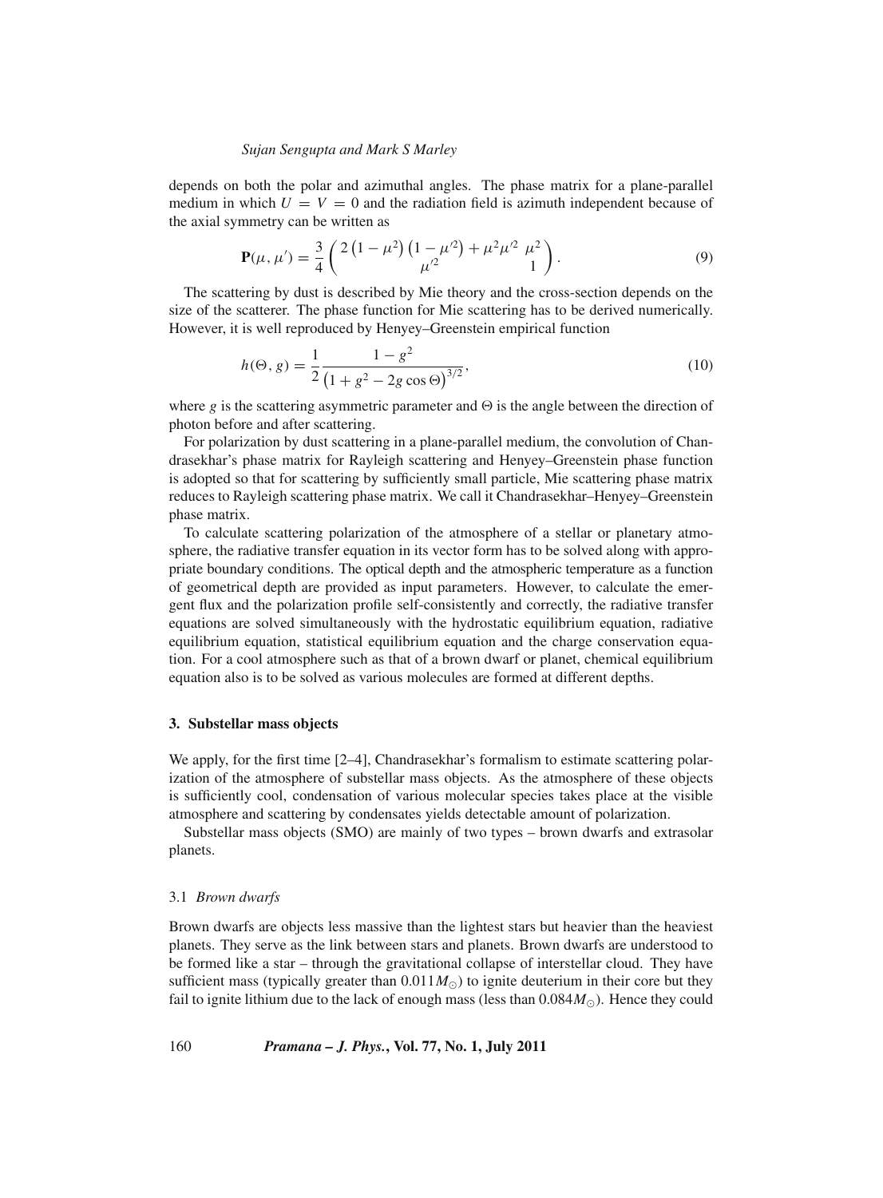depends on both the polar and azimuthal angles. The phase matrix for a plane-parallel medium in which $U = V = 0$ and the radiation field is azimuth independent because of the axial symmetry can be written as

$$\mathbf{P}(\mu, \mu') = \frac{3}{4} \begin{pmatrix} 2\left(1-\mu^2\right)\left(1-\mu'^2\right) + \mu^2\mu'^2 & \mu^2 \\ \mu'^2 & 1 \end{pmatrix}. \tag{9}$$

The scattering by dust is described by Mie theory and the cross-section depends on the size of the scatterer. The phase function for Mie scattering has to be derived numerically. However, it is well reproduced by Henyey–Greenstein empirical function

$$h(\Theta, g) = \frac{1}{2} \frac{1-g^2}{\left(1+g^2-2g\cos\Theta\right)^{3/2}}, \tag{10}$$

where $g$ is the scattering asymmetric parameter and $\Theta$ is the angle between the direction of photon before and after scattering.

For polarization by dust scattering in a plane-parallel medium, the convolution of Chandrasekhar's phase matrix for Rayleigh scattering and Henyey–Greenstein phase function is adopted so that for scattering by sufficiently small particle, Mie scattering phase matrix reduces to Rayleigh scattering phase matrix. We call it Chandrasekhar–Henyey–Greenstein phase matrix.

To calculate scattering polarization of the atmosphere of a stellar or planetary atmosphere, the radiative transfer equation in its vector form has to be solved along with appropriate boundary conditions. The optical depth and the atmospheric temperature as a function of geometrical depth are provided as input parameters. However, to calculate the emergent flux and the polarization profile self-consistently and correctly, the radiative transfer equations are solved simultaneously with the hydrostatic equilibrium equation, radiative equilibrium equation, statistical equilibrium equation and the charge conservation equation. For a cool atmosphere such as that of a brown dwarf or planet, chemical equilibrium equation also is to be solved as various molecules are formed at different depths.

## 3. Substellar mass objects

We apply, for the first time [2–4], Chandrasekhar's formalism to estimate scattering polarization of the atmosphere of substellar mass objects. As the atmosphere of these objects is sufficiently cool, condensation of various molecular species takes place at the visible atmosphere and scattering by condensates yields detectable amount of polarization.

Substellar mass objects (SMO) are mainly of two types – brown dwarfs and extrasolar planets.

### 3.1 *Brown dwarfs*

Brown dwarfs are objects less massive than the lightest stars but heavier than the heaviest planets. They serve as the link between stars and planets. Brown dwarfs are understood to be formed like a star – through the gravitational collapse of interstellar cloud. They have sufficient mass (typically greater than $0.011M_{\odot}$) to ignite deuterium in their core but they fail to ignite lithium due to the lack of enough mass (less than $0.084M_{\odot}$). Hence they could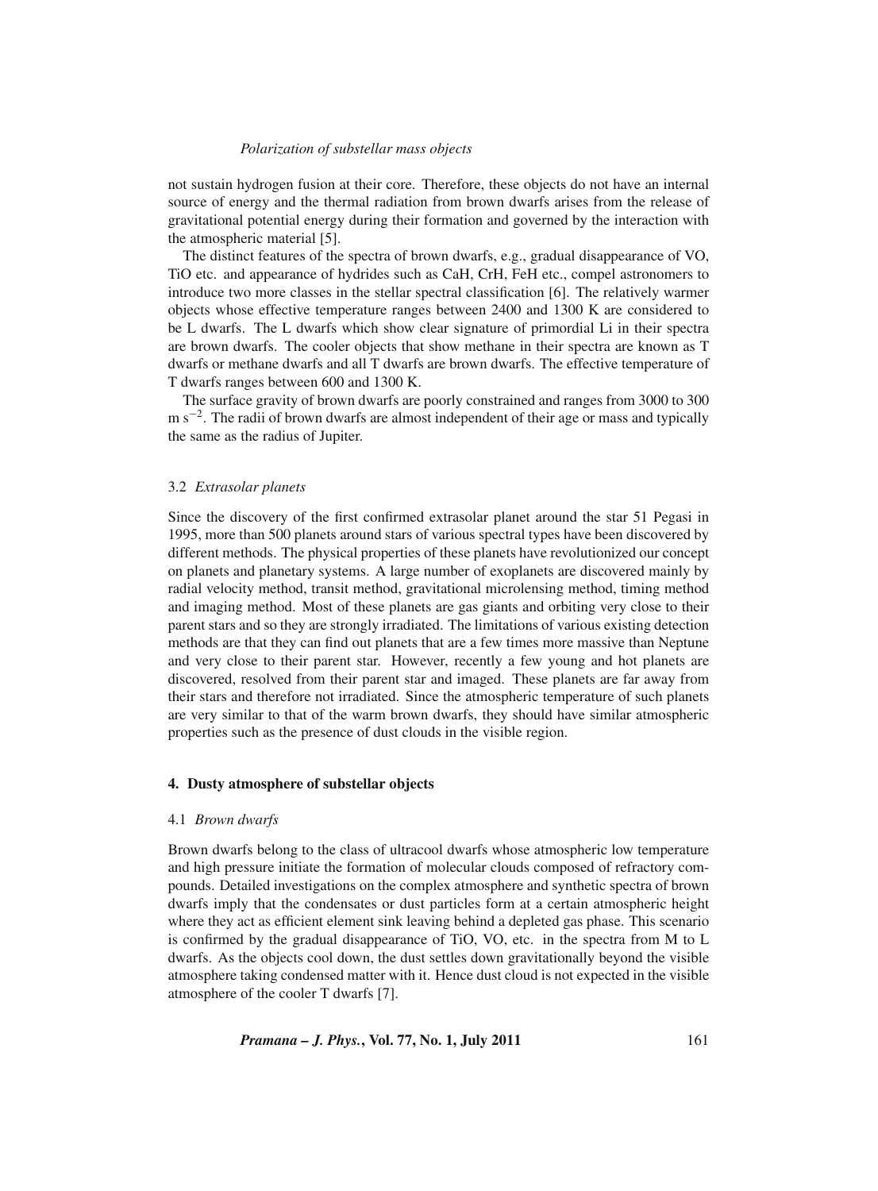not sustain hydrogen fusion at their core. Therefore, these objects do not have an internal source of energy and the thermal radiation from brown dwarfs arises from the release of gravitational potential energy during their formation and governed by the interaction with the atmospheric material [5].

The distinct features of the spectra of brown dwarfs, e.g., gradual disappearance of VO, TiO etc. and appearance of hydrides such as CaH, CrH, FeH etc., compel astronomers to introduce two more classes in the stellar spectral classification [6]. The relatively warmer objects whose effective temperature ranges between 2400 and 1300 K are considered to be L dwarfs. The L dwarfs which show clear signature of primordial Li in their spectra are brown dwarfs. The cooler objects that show methane in their spectra are known as T dwarfs or methane dwarfs and all T dwarfs are brown dwarfs. The effective temperature of T dwarfs ranges between 600 and 1300 K.

The surface gravity of brown dwarfs are poorly constrained and ranges from 3000 to 300 m $s^{-2}$. The radii of brown dwarfs are almost independent of their age or mass and typically the same as the radius of Jupiter.

### 3.2 *Extrasolar planets*

Since the discovery of the first confirmed extrasolar planet around the star 51 Pegasi in 1995, more than 500 planets around stars of various spectral types have been discovered by different methods. The physical properties of these planets have revolutionized our concept on planets and planetary systems. A large number of exoplanets are discovered mainly by radial velocity method, transit method, gravitational microlensing method, timing method and imaging method. Most of these planets are gas giants and orbiting very close to their parent stars and so they are strongly irradiated. The limitations of various existing detection methods are that they can find out planets that are a few times more massive than Neptune and very close to their parent star. However, recently a few young and hot planets are discovered, resolved from their parent star and imaged. These planets are far away from their stars and therefore not irradiated. Since the atmospheric temperature of such planets are very similar to that of the warm brown dwarfs, they should have similar atmospheric properties such as the presence of dust clouds in the visible region.

## 4. Dusty atmosphere of substellar objects

### 4.1 *Brown dwarfs*

Brown dwarfs belong to the class of ultracool dwarfs whose atmospheric low temperature and high pressure initiate the formation of molecular clouds composed of refractory compounds. Detailed investigations on the complex atmosphere and synthetic spectra of brown dwarfs imply that the condensates or dust particles form at a certain atmospheric height where they act as efficient element sink leaving behind a depleted gas phase. This scenario is confirmed by the gradual disappearance of TiO, VO, etc. in the spectra from M to L dwarfs. As the objects cool down, the dust settles down gravitationally beyond the visible atmosphere taking condensed matter with it. Hence dust cloud is not expected in the visible atmosphere of the cooler T dwarfs [7].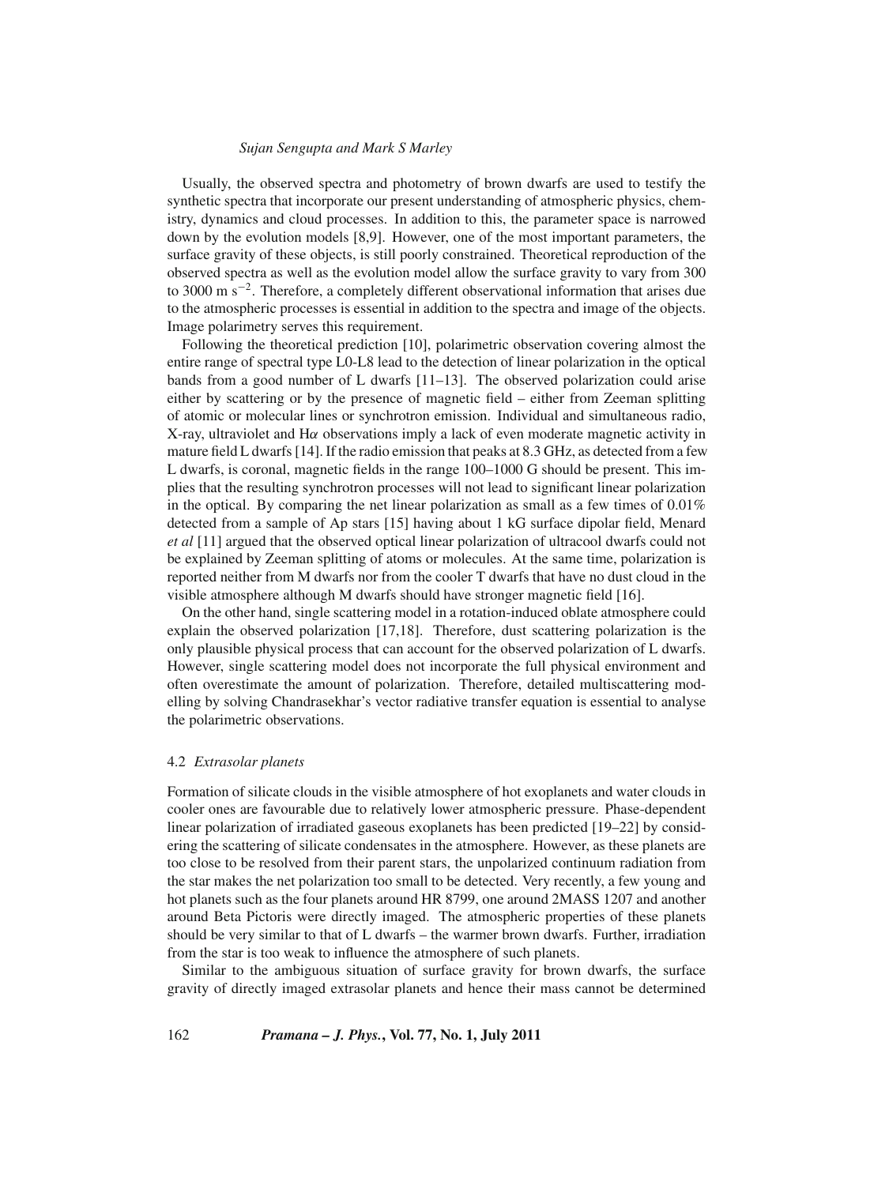Usually, the observed spectra and photometry of brown dwarfs are used to testify the synthetic spectra that incorporate our present understanding of atmospheric physics, chemistry, dynamics and cloud processes. In addition to this, the parameter space is narrowed down by the evolution models [8,9]. However, one of the most important parameters, the surface gravity of these objects, is still poorly constrained. Theoretical reproduction of the observed spectra as well as the evolution model allow the surface gravity to vary from 300 to 3000 m $s^{-2}$. Therefore, a completely different observational information that arises due to the atmospheric processes is essential in addition to the spectra and image of the objects. Image polarimetry serves this requirement.

Following the theoretical prediction [10], polarimetric observation covering almost the entire range of spectral type L0-L8 lead to the detection of linear polarization in the optical bands from a good number of L dwarfs [11–13]. The observed polarization could arise either by scattering or by the presence of magnetic field – either from Zeeman splitting of atomic or molecular lines or synchrotron emission. Individual and simultaneous radio, X-ray, ultraviolet and H$\alpha$ observations imply a lack of even moderate magnetic activity in mature field L dwarfs [14]. If the radio emission that peaks at 8.3 GHz, as detected from a few L dwarfs, is coronal, magnetic fields in the range 100–1000 G should be present. This implies that the resulting synchrotron processes will not lead to significant linear polarization in the optical. By comparing the net linear polarization as small as a few times of 0.01% detected from a sample of Ap stars [15] having about 1 kG surface dipolar field, Menard *et al* [11] argued that the observed optical linear polarization of ultracool dwarfs could not be explained by Zeeman splitting of atoms or molecules. At the same time, polarization is reported neither from M dwarfs nor from the cooler T dwarfs that have no dust cloud in the visible atmosphere although M dwarfs should have stronger magnetic field [16].

On the other hand, single scattering model in a rotation-induced oblate atmosphere could explain the observed polarization [17,18]. Therefore, dust scattering polarization is the only plausible physical process that can account for the observed polarization of L dwarfs. However, single scattering model does not incorporate the full physical environment and often overestimate the amount of polarization. Therefore, detailed multiscattering modelling by solving Chandrasekhar's vector radiative transfer equation is essential to analyse the polarimetric observations.

### 4.2 *Extrasolar planets*

Formation of silicate clouds in the visible atmosphere of hot exoplanets and water clouds in cooler ones are favourable due to relatively lower atmospheric pressure. Phase-dependent linear polarization of irradiated gaseous exoplanets has been predicted [19–22] by considering the scattering of silicate condensates in the atmosphere. However, as these planets are too close to be resolved from their parent stars, the unpolarized continuum radiation from the star makes the net polarization too small to be detected. Very recently, a few young and hot planets such as the four planets around HR 8799, one around 2MASS 1207 and another around Beta Pictoris were directly imaged. The atmospheric properties of these planets should be very similar to that of L dwarfs – the warmer brown dwarfs. Further, irradiation from the star is too weak to influence the atmosphere of such planets.

Similar to the ambiguous situation of surface gravity for brown dwarfs, the surface gravity of directly imaged extrasolar planets and hence their mass cannot be determined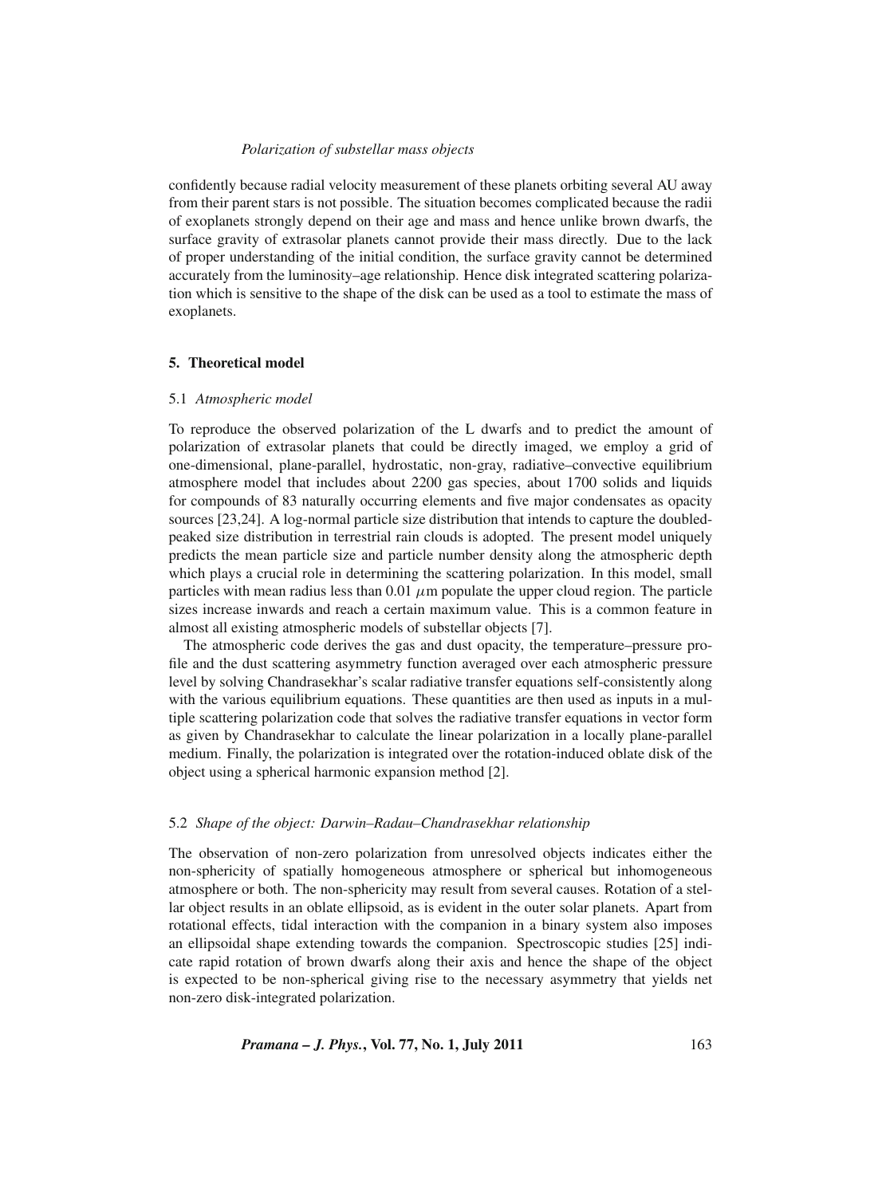confidently because radial velocity measurement of these planets orbiting several AU away from their parent stars is not possible. The situation becomes complicated because the radii of exoplanets strongly depend on their age and mass and hence unlike brown dwarfs, the surface gravity of extrasolar planets cannot provide their mass directly. Due to the lack of proper understanding of the initial condition, the surface gravity cannot be determined accurately from the luminosity–age relationship. Hence disk integrated scattering polarization which is sensitive to the shape of the disk can be used as a tool to estimate the mass of exoplanets.

## 5. Theoretical model

### 5.1 *Atmospheric model*

To reproduce the observed polarization of the L dwarfs and to predict the amount of polarization of extrasolar planets that could be directly imaged, we employ a grid of one-dimensional, plane-parallel, hydrostatic, non-gray, radiative–convective equilibrium atmosphere model that includes about 2200 gas species, about 1700 solids and liquids for compounds of 83 naturally occurring elements and five major condensates as opacity sources [23,24]. A log-normal particle size distribution that intends to capture the doubled-peaked size distribution in terrestrial rain clouds is adopted. The present model uniquely predicts the mean particle size and particle number density along the atmospheric depth which plays a crucial role in determining the scattering polarization. In this model, small particles with mean radius less than 0.01 $\mu$m populate the upper cloud region. The particle sizes increase inwards and reach a certain maximum value. This is a common feature in almost all existing atmospheric models of substellar objects [7].

The atmospheric code derives the gas and dust opacity, the temperature–pressure profile and the dust scattering asymmetry function averaged over each atmospheric pressure level by solving Chandrasekhar's scalar radiative transfer equations self-consistently along with the various equilibrium equations. These quantities are then used as inputs in a multiple scattering polarization code that solves the radiative transfer equations in vector form as given by Chandrasekhar to calculate the linear polarization in a locally plane-parallel medium. Finally, the polarization is integrated over the rotation-induced oblate disk of the object using a spherical harmonic expansion method [2].

### 5.2 *Shape of the object: Darwin–Radau–Chandrasekhar relationship*

The observation of non-zero polarization from unresolved objects indicates either the non-sphericity of spatially homogeneous atmosphere or spherical but inhomogeneous atmosphere or both. The non-sphericity may result from several causes. Rotation of a stellar object results in an oblate ellipsoid, as is evident in the outer solar planets. Apart from rotational effects, tidal interaction with the companion in a binary system also imposes an ellipsoidal shape extending towards the companion. Spectroscopic studies [25] indicate rapid rotation of brown dwarfs along their axis and hence the shape of the object is expected to be non-spherical giving rise to the necessary asymmetry that yields net non-zero disk-integrated polarization.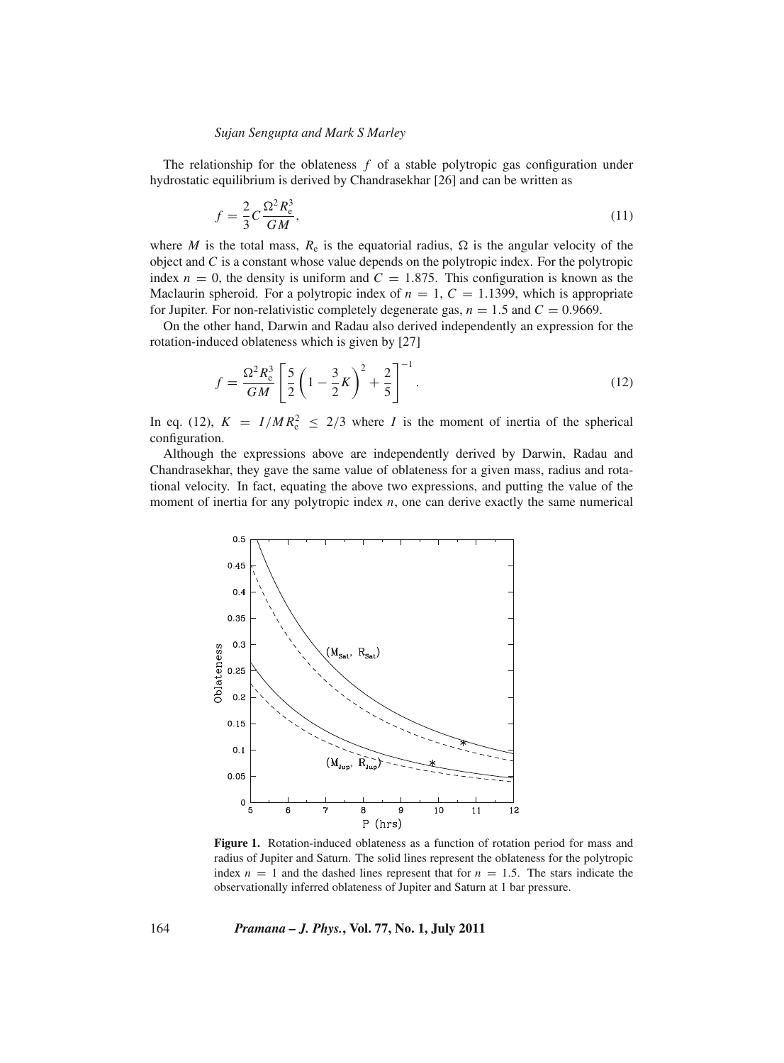The relationship for the oblateness $f$ of a stable polytropic gas configuration under hydrostatic equilibrium is derived by Chandrasekhar [26] and can be written as

$$f = \frac{2}{3} C \frac{\Omega^2 R_e^3}{GM}, \tag{11}$$

where $M$ is the total mass, $R_e$ is the equatorial radius, $\Omega$ is the angular velocity of the object and $C$ is a constant whose value depends on the polytropic index. For the polytropic index $n = 0$, the density is uniform and $C = 1.875$. This configuration is known as the Maclaurin spheroid. For a polytropic index of $n = 1$, $C = 1.1399$, which is appropriate for Jupiter. For non-relativistic completely degenerate gas, $n = 1.5$ and $C = 0.9669$.

On the other hand, Darwin and Radau also derived independently an expression for the rotation-induced oblateness which is given by [27]

$$f = \frac{\Omega^2 R_e^3}{GM} \left[ \frac{5}{2} \left( 1 - \frac{3}{2} K \right)^2 + \frac{2}{5} \right]^{-1}. \tag{12}$$

In eq. (12), $K = I/MR_e^2 \leq 2/3$ where $I$ is the moment of inertia of the spherical configuration.

Although the expressions above are independently derived by Darwin, Radau and Chandrasekhar, they gave the same value of oblateness for a given mass, radius and rotational velocity. In fact, equating the above two expressions, and putting the value of the moment of inertia for any polytropic index $n$, one can derive exactly the same numerical

**Figure 1.** Rotation-induced oblateness as a function of rotation period for mass and radius of Jupiter and Saturn. The solid lines represent the oblateness for the polytropic index $n = 1$ and the dashed lines represent that for $n = 1.5$. The stars indicate the observationally inferred oblateness of Jupiter and Saturn at 1 bar pressure.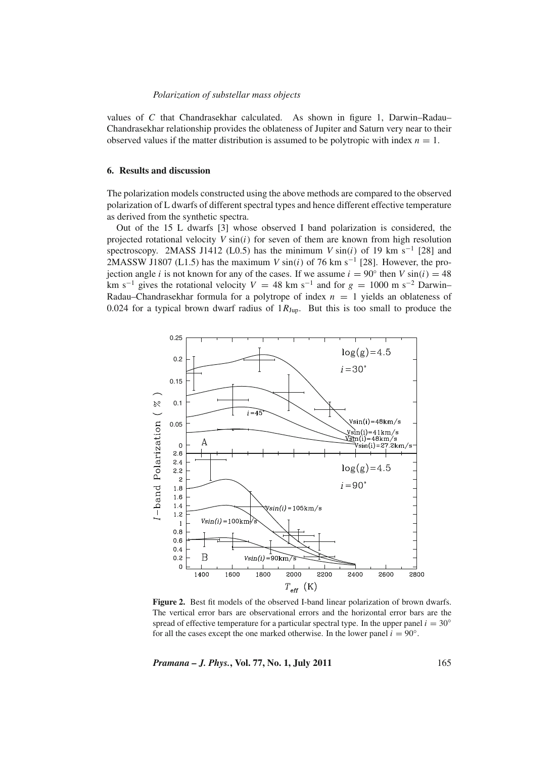values of $C$ that Chandrasekhar calculated. As shown in figure 1, Darwin–Radau–Chandrasekhar relationship provides the oblateness of Jupiter and Saturn very near to their observed values if the matter distribution is assumed to be polytropic with index $n = 1$.

## 6. Results and discussion

The polarization models constructed using the above methods are compared to the observed polarization of L dwarfs of different spectral types and hence different effective temperature as derived from the synthetic spectra.

Out of the 15 L dwarfs [3] whose observed I band polarization is considered, the projected rotational velocity $V \sin(i)$ for seven of them are known from high resolution spectroscopy. 2MASS J1412 (L0.5) has the minimum $V \sin(i)$ of 19 km s$^{-1}$ [28] and 2MASSW J1807 (L1.5) has the maximum $V \sin(i)$ of 76 km s$^{-1}$ [28]. However, the projection angle $i$ is not known for any of the cases. If we assume $i = 90^{\circ}$ then $V \sin(i) = 48$ km s$^{-1}$ gives the rotational velocity $V = 48$ km s$^{-1}$ and for $g = 1000$ m s$^{-2}$ Darwin–Radau–Chandrasekhar formula for a polytrope of index $n = 1$ yields an oblateness of 0.024 for a typical brown dwarf radius of $1 R_{\text{Jup}}$. But this is too small to produce the

**Figure 2.** Best fit models of the observed I-band linear polarization of brown dwarfs. The vertical error bars are observational errors and the horizontal error bars are the spread of effective temperature for a particular spectral type. In the upper panel $i = 30^{\circ}$ for all the cases except the one marked otherwise. In the lower panel $i = 90^{\circ}$.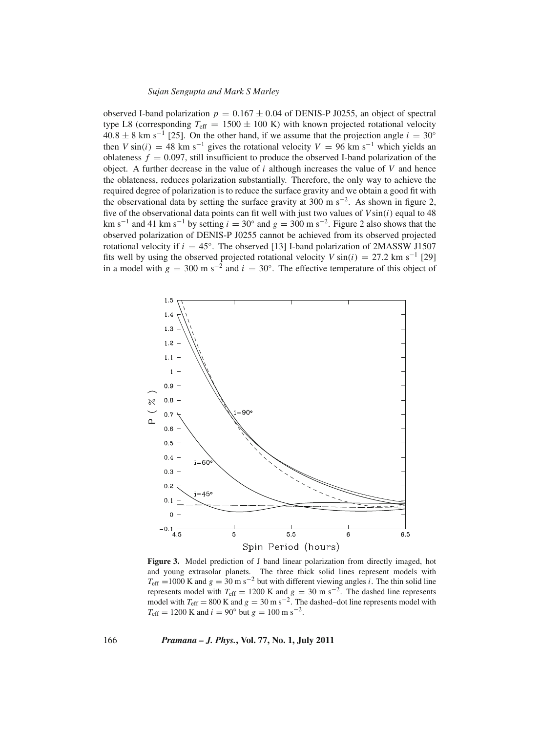observed I-band polarization $p = 0.167 \pm 0.04$ of DENIS-P J0255, an object of spectral type L8 (corresponding $T_{\rm eff} = 1500 \pm 100$ K) with known projected rotational velocity $40.8 \pm 8$ km s$^{-1}$ [25]. On the other hand, if we assume that the projection angle $i = 30^\circ$ then $V \sin(i) = 48$ km s$^{-1}$ gives the rotational velocity $V = 96$ km s$^{-1}$ which yields an oblateness $f = 0.097$, still insufficient to produce the observed I-band polarization of the object. A further decrease in the value of $i$ although increases the value of $V$ and hence the oblateness, reduces polarization substantially. Therefore, the only way to achieve the required degree of polarization is to reduce the surface gravity and we obtain a good fit with the observational data by setting the surface gravity at 300 m s$^{-2}$. As shown in figure 2, five of the observational data points can fit well with just two values of $V \sin(i)$ equal to 48 km s$^{-1}$ and 41 km s$^{-1}$ by setting $i = 30^\circ$ and $g = 300$ m s$^{-2}$. Figure 2 also shows that the observed polarization of DENIS-P J0255 cannot be achieved from its observed projected rotational velocity if $i = 45^\circ$. The observed [13] I-band polarization of 2MASSW J1507 fits well by using the observed projected rotational velocity $V \sin(i) = 27.2$ km s$^{-1}$ [29] in a model with $g = 300$ m s$^{-2}$ and $i = 30^\circ$. The effective temperature of this object of

**Figure 3.** Model prediction of J band linear polarization from directly imaged, hot and young extrasolar planets. The three thick solid lines represent models with $T_{\rm eff} = 1000$ K and $g = 30$ m s$^{-2}$ but with different viewing angles $i$. The thin solid line represents model with $T_{\rm eff} = 1200$ K and $g = 30$ m s$^{-2}$. The dashed line represents model with $T_{\rm eff} = 800$ K and $g = 30$ m s$^{-2}$. The dashed–dot line represents model with $T_{\rm eff} = 1200$ K and $i = 90^\circ$ but $g = 100$ m s$^{-2}$.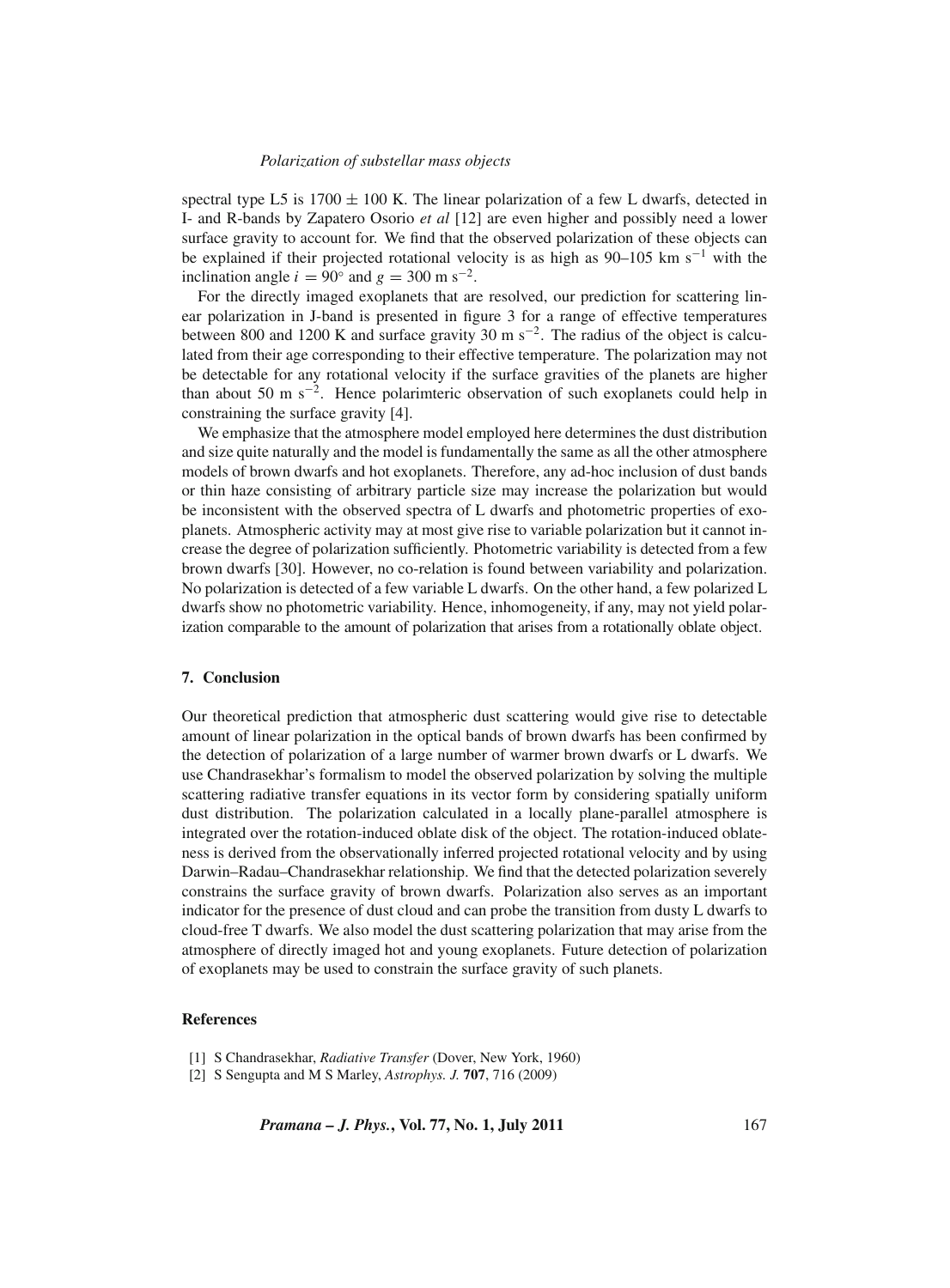spectral type L5 is $1700 \pm 100$ K. The linear polarization of a few L dwarfs, detected in I- and R-bands by Zapatero Osorio *et al* [12] are even higher and possibly need a lower surface gravity to account for. We find that the observed polarization of these objects can be explained if their projected rotational velocity is as high as 90–105 km $s^{-1}$ with the inclination angle $i = 90^{\circ}$ and $g = 300$ m $s^{-2}$.

For the directly imaged exoplanets that are resolved, our prediction for scattering linear polarization in J-band is presented in figure 3 for a range of effective temperatures between 800 and 1200 K and surface gravity 30 m $s^{-2}$. The radius of the object is calculated from their age corresponding to their effective temperature. The polarization may not be detectable for any rotational velocity if the surface gravities of the planets are higher than about 50 m $s^{-2}$. Hence polarimteric observation of such exoplanets could help in constraining the surface gravity [4].

We emphasize that the atmosphere model employed here determines the dust distribution and size quite naturally and the model is fundamentally the same as all the other atmosphere models of brown dwarfs and hot exoplanets. Therefore, any ad-hoc inclusion of dust bands or thin haze consisting of arbitrary particle size may increase the polarization but would be inconsistent with the observed spectra of L dwarfs and photometric properties of exoplanets. Atmospheric activity may at most give rise to variable polarization but it cannot increase the degree of polarization sufficiently. Photometric variability is detected from a few brown dwarfs [30]. However, no co-relation is found between variability and polarization. No polarization is detected of a few variable L dwarfs. On the other hand, a few polarized L dwarfs show no photometric variability. Hence, inhomogeneity, if any, may not yield polarization comparable to the amount of polarization that arises from a rotationally oblate object.

## 7. Conclusion

Our theoretical prediction that atmospheric dust scattering would give rise to detectable amount of linear polarization in the optical bands of brown dwarfs has been confirmed by the detection of polarization of a large number of warmer brown dwarfs or L dwarfs. We use Chandrasekhar's formalism to model the observed polarization by solving the multiple scattering radiative transfer equations in its vector form by considering spatially uniform dust distribution. The polarization calculated in a locally plane-parallel atmosphere is integrated over the rotation-induced oblate disk of the object. The rotation-induced oblateness is derived from the observationally inferred projected rotational velocity and by using Darwin–Radau–Chandrasekhar relationship. We find that the detected polarization severely constrains the surface gravity of brown dwarfs. Polarization also serves as an important indicator for the presence of dust cloud and can probe the transition from dusty L dwarfs to cloud-free T dwarfs. We also model the dust scattering polarization that may arise from the atmosphere of directly imaged hot and young exoplanets. Future detection of polarization of exoplanets may be used to constrain the surface gravity of such planets.

## References

[1] S Chandrasekhar, *Radiative Transfer* (Dover, New York, 1960)

[2] S Sengupta and M S Marley, *Astrophys. J.* **707**, 716 (2009)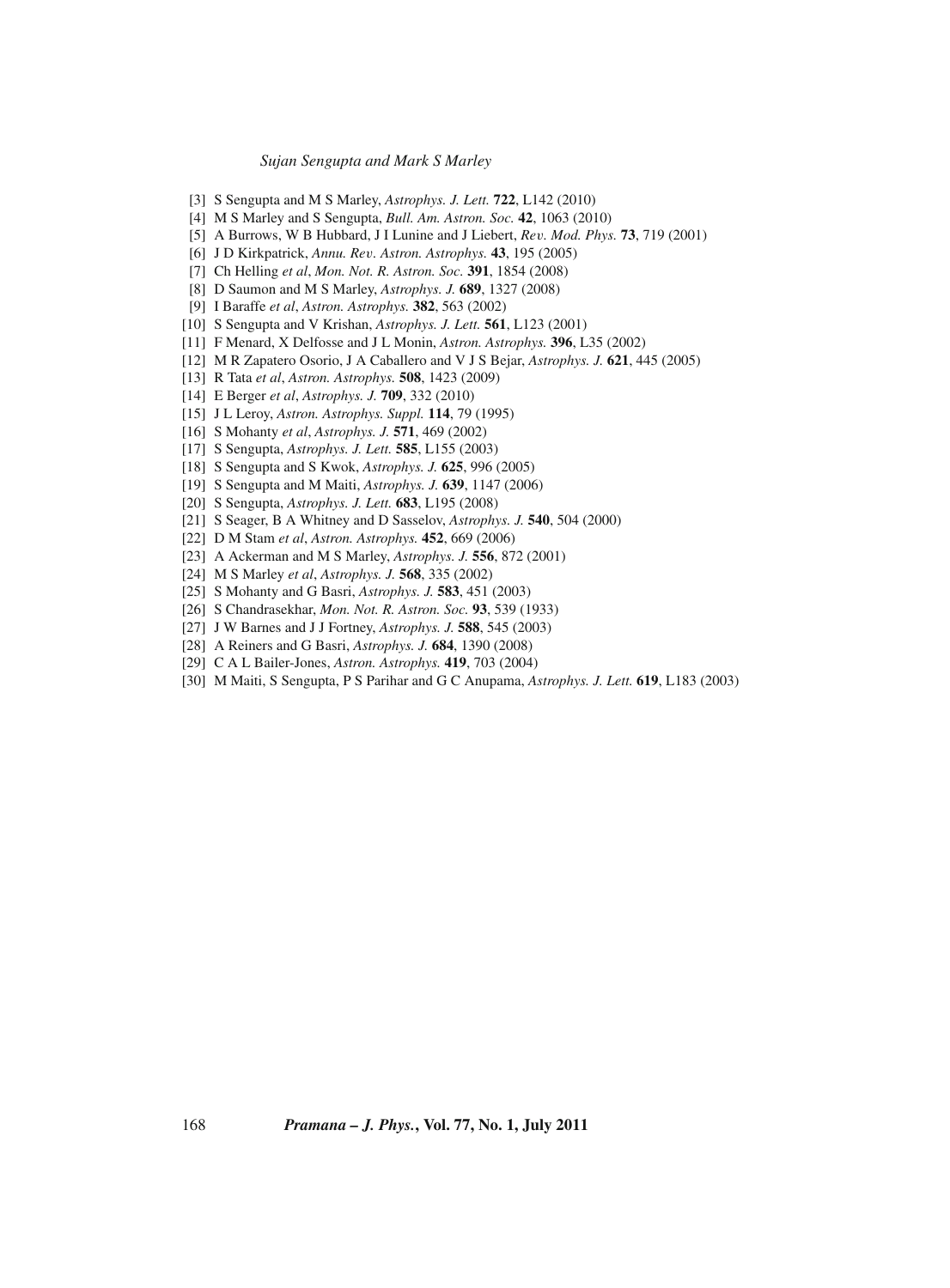[3] S Sengupta and M S Marley, *Astrophys. J. Lett.* **722**, L142 (2010)
[4] M S Marley and S Sengupta, *Bull. Am. Astron. Soc.* **42**, 1063 (2010)
[5] A Burrows, W B Hubbard, J I Lunine and J Liebert, *Rev. Mod. Phys.* **73**, 719 (2001)
[6] J D Kirkpatrick, *Annu. Rev. Astron. Astrophys.* **43**, 195 (2005)
[7] Ch Helling *et al*, *Mon. Not. R. Astron. Soc.* **391**, 1854 (2008)
[8] D Saumon and M S Marley, *Astrophys. J.* **689**, 1327 (2008)
[9] I Baraffe *et al*, *Astron. Astrophys.* **382**, 563 (2002)
[10] S Sengupta and V Krishan, *Astrophys. J. Lett.* **561**, L123 (2001)
[11] F Menard, X Delfosse and J L Monin, *Astron. Astrophys.* **396**, L35 (2002)
[12] M R Zapatero Osorio, J A Caballero and V J S Bejar, *Astrophys. J.* **621**, 445 (2005)
[13] R Tata *et al*, *Astron. Astrophys.* **508**, 1423 (2009)
[14] E Berger *et al*, *Astrophys. J.* **709**, 332 (2010)
[15] J L Leroy, *Astron. Astrophys. Suppl.* **114**, 79 (1995)
[16] S Mohanty *et al*, *Astrophys. J.* **571**, 469 (2002)
[17] S Sengupta, *Astrophys. J. Lett.* **585**, L155 (2003)
[18] S Sengupta and S Kwok, *Astrophys. J.* **625**, 996 (2005)
[19] S Sengupta and M Maiti, *Astrophys. J.* **639**, 1147 (2006)
[20] S Sengupta, *Astrophys. J. Lett.* **683**, L195 (2008)
[21] S Seager, B A Whitney and D Sasselov, *Astrophys. J.* **540**, 504 (2000)
[22] D M Stam *et al*, *Astron. Astrophys.* **452**, 669 (2006)
[23] A Ackerman and M S Marley, *Astrophys. J.* **556**, 872 (2001)
[24] M S Marley *et al*, *Astrophys. J.* **568**, 335 (2002)
[25] S Mohanty and G Basri, *Astrophys. J.* **583**, 451 (2003)
[26] S Chandrasekhar, *Mon. Not. R. Astron. Soc.* **93**, 539 (1933)
[27] J W Barnes and J J Fortney, *Astrophys. J.* **588**, 545 (2003)
[28] A Reiners and G Basri, *Astrophys. J.* **684**, 1390 (2008)
[29] C A L Bailer-Jones, *Astron. Astrophys.* **419**, 703 (2004)
[30] M Maiti, S Sengupta, P S Parihar and G C Anupama, *Astrophys. J. Lett.* **619**, L183 (2003)